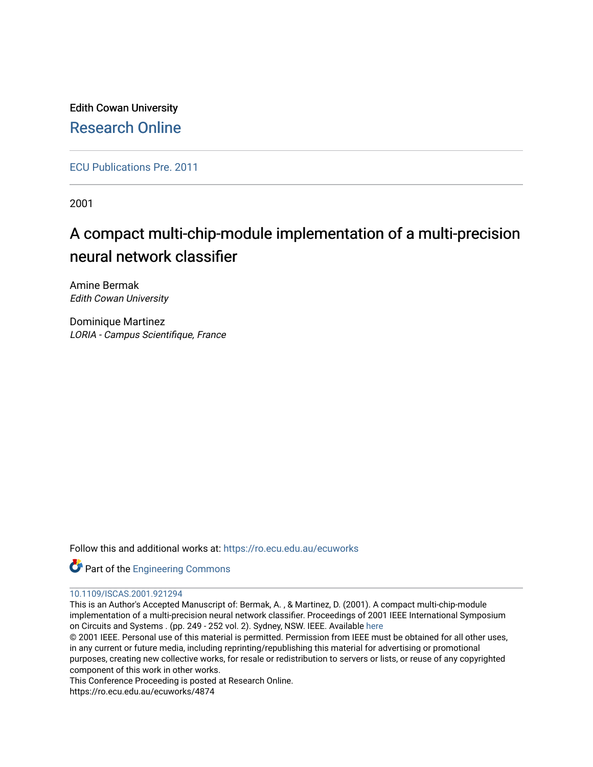Edith Cowan University

Research Online

ECU Publications Pre. 2011

2001

# A compact multi-chip-module implementation of a multi-precision neural network classifier

Amine Bermak
*Edith Cowan University*

Dominique Martinez
*LORIA - Campus Scientifique, France*

Follow this and additional works at: https://ro.ecu.edu.au/ecuworks

Part of the Engineering Commons

10.1109/ISCAS.2001.921294

This is an Author's Accepted Manuscript of: Bermak, A. , & Martinez, D. (2001). A compact multi-chip-module implementation of a multi-precision neural network classifier. Proceedings of 2001 IEEE International Symposium on Circuits and Systems . (pp. 249 - 252 vol. 2). Sydney, NSW. IEEE. Available here

© 2001 IEEE. Personal use of this material is permitted. Permission from IEEE must be obtained for all other uses, in any current or future media, including reprinting/republishing this material for advertising or promotional purposes, creating new collective works, for resale or redistribution to servers or lists, or reuse of any copyrighted component of this work in other works.

This Conference Proceeding is posted at Research Online.

https://ro.ecu.edu.au/ecuworks/4874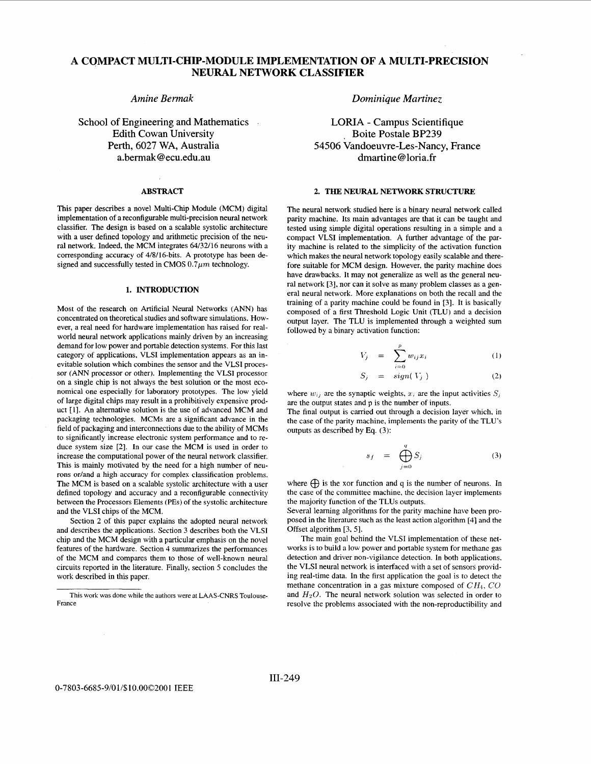# A COMPACT MULTI-CHIP-MODULE IMPLEMENTATION OF A MULTI-PRECISION NEURAL NETWORK CLASSIFIER

*Amine Bermak*

School of Engineering and Mathematics
Edith Cowan University
Perth, 6027 WA, Australia
a.bermak@ecu.edu.au

*Dominique Martinez*

LORIA - Campus Scientifique
Boite Postale BP239
54506 Vandoeuvre-Les-Nancy, France
dmartine@loria.fr

## ABSTRACT

This paper describes a novel Multi-Chip Module (MCM) digital implementation of a reconfigurable multi-precision neural network classifier. The design is based on a scalable systolic architecture with a user defined topology and arithmetic precision of the neural network. Indeed, the MCM integrates 64/32/16 neurons with a corresponding accuracy of 4/8/16-bits. A prototype has been designed and successfully tested in CMOS $0.7\mu m$ technology.

## 1. INTRODUCTION

Most of the research on Artificial Neural Networks (ANN) has concentrated on theoretical studies and software simulations. However, a real need for hardware implementation has raised for real-world neural network applications mainly driven by an increasing demand for low power and portable detection systems. For this last category of applications, VLSI implementation appears as an inevitable solution which combines the sensor and the VLSI processor (ANN processor or other). Implementing the VLSI processor on a single chip is not always the best solution or the most economical one especially for laboratory prototypes. The low yield of large digital chips may result in a prohibitively expensive product [1]. An alternative solution is the use of advanced MCM and packaging technologies. MCMs are a significant advance in the field of packaging and interconnections due to the ability of MCMs to significantly increase electronic system performance and to reduce system size [2]. In our case the MCM is used in order to increase the computational power of the neural network classifier. This is mainly motivated by the need for a high number of neurons or/and a high accuracy for complex classification problems. The MCM is based on a scalable systolic architecture with a user defined topology and accuracy and a reconfigurable connectivity between the Processors Elements (PEs) of the systolic architecture and the VLSI chips of the MCM.

Section 2 of this paper explains the adopted neural network and describes the applications. Section 3 describes both the VLSI chip and the MCM design with a particular emphasis on the novel features of the hardware. Section 4 summarizes the performances of the MCM and compares them to those of well-known neural circuits reported in the literature. Finally, section 5 concludes the work described in this paper.

This work was done while the authors were at LAAS-CNRS Toulouse-France

## 2. THE NEURAL NETWORK STRUCTURE

The neural network studied here is a binary neural network called parity machine. Its main advantages are that it can be taught and tested using simple digital operations resulting in a simple and a compact VLSI implementation. A further advantage of the parity machine is related to the simplicity of the activation function which makes the neural network topology easily scalable and therefore suitable for MCM design. However, the parity machine does have drawbacks. It may not generalize as well as the general neural network [3], nor can it solve as many problem classes as a general neural network. More explanations on both the recall and the training of a parity machine could be found in [3]. It is basically composed of a first Threshold Logic Unit (TLU) and a decision output layer. The TLU is implemented through a weighted sum followed by a binary activation function:

$$V_j = \sum_{i=0}^{p} w_{ij} x_i \tag{1}$$

$$S_j = sign(V_j) \tag{2}$$

where $w_{ij}$ are the synaptic weights, $x_i$ are the input activities $S_j$ are the output states and p is the number of inputs.

The final output is carried out through a decision layer which, in the case of the parity machine, implements the parity of the TLU's outputs as described by Eq. (3):

$$s_f = \bigoplus_{j=0}^{q} S_j \tag{3}$$

where $\bigoplus$ is the xor function and q is the number of neurons. In the case of the committee machine, the decision layer implements the majority function of the TLUs outputs.

Several learning algorithms for the parity machine have been proposed in the literature such as the least action algorithm [4] and the Offset algorithm [3, 5].

The main goal behind the VLSI implementation of these networks is to build a low power and portable system for methane gas detection and driver non-vigilance detection. In both applications, the VLSI neural network is interfaced with a set of sensors providing real-time data. In the first application the goal is to detect the methane concentration in a gas mixture composed of $CH_4$, $CO$ and $H_2O$. The neural network solution was selected in order to resolve the problems associated with the non-reproductibility and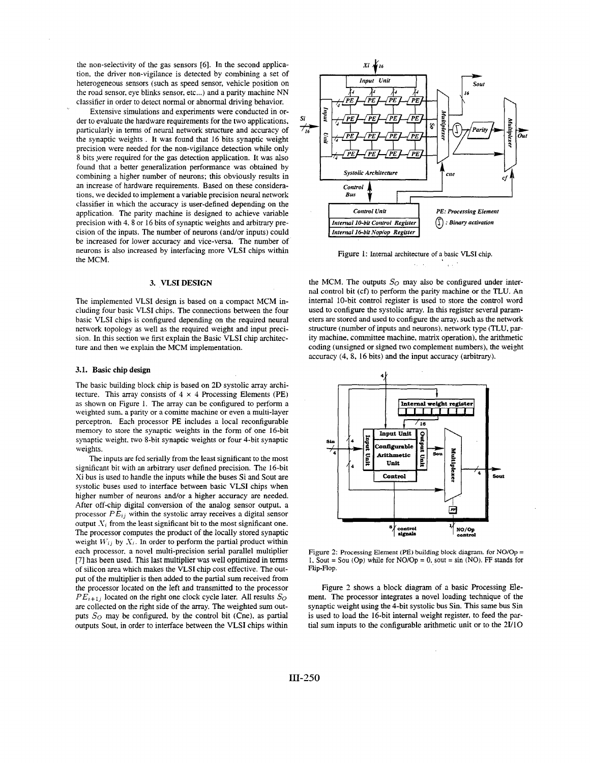the non-selectivity of the gas sensors [6]. In the second application, the driver non-vigilance is detected by combining a set of heterogeneous sensors (such as speed sensor, vehicle position on the road sensor, eye blinks sensor, etc...) and a parity machine NN classifier in order to detect normal or abnormal driving behavior.

Extensive simulations and experiments were conducted in order to evaluate the hardware requirements for the two applications, particularly in terms of neural network structure and accuracy of the synaptic weights. It was found that 16 bits synaptic weight precision were needed for the non-vigilance detection while only 8 bits were required for the gas detection application. It was also found that a better generalization performance was obtained by combining a higher number of neurons; this obviously results in an increase of hardware requirements. Based on these considerations, we decided to implement a variable precision neural network classifier in which the accuracy is user-defined depending on the application. The parity machine is designed to achieve variable precision with 4, 8 or 16 bits of synaptic weights and arbitrary precision of the inputs. The number of neurons (and/or inputs) could be increased for lower accuracy and vice-versa. The number of neurons is also increased by interfacing more VLSI chips within the MCM.

## 3. VLSI DESIGN

The implemented VLSI design is based on a compact MCM including four basic VLSI chips. The connections between the four basic VLSI chips is configured depending on the required neural network topology as well as the required weight and input precision. In this section we first explain the Basic VLSI chip architecture and then we explain the MCM implementation.

### 3.1. Basic chip design

The basic building block chip is based on 2D systolic array architecture. This array consists of 4 × 4 Processing Elements (PE) as shown on Figure 1. The array can be configured to perform a weighted sum, a parity or a comitte machine or even a multi-layer perceptron. Each processor PE includes a local reconfigurable memory to store the synaptic weights in the form of one 16-bit synaptic weight, two 8-bit synaptic weights or four 4-bit synaptic weights.

The inputs are fed serially from the least significant to the most significant bit with an arbitrary user defined precision. The 16-bit Xi bus is used to handle the inputs while the buses Si and Sout are systolic buses used to interface between basic VLSI chips when higher number of neurons and/or a higher accuracy are needed. After off-chip digital conversion of the analog sensor output, a processor $PE_{ij}$ within the systolic array receives a digital sensor output $X_i$ from the least significant bit to the most significant one. The processor computes the product of the locally stored synaptic weight $W_{ij}$ by $X_i$. In order to perform the partial product within each processor, a novel multi-precision serial parallel multiplier [7] has been used. This last multiplier was well optimized in terms of silicon area which makes the VLSI chip cost effective. The output of the multiplier is then added to the partial sum received from the processor located on the left and transmitted to the processor $PE_{i+1j}$ located on the right one clock cycle later. All results $S_O$ are collected on the right side of the array. The weighted sum outputs $S_O$ may be configured, by the control bit (Cne), as partial outputs Sout, in order to interface between the VLSI chips within the MCM. The outputs $S_O$ may also be configured under internal control bit (cf) to perform the parity machine or the TLU. An internal 10-bit control register is used to store the control word used to configure the systolic array. In this register several parameters are stored and used to configure the array, such as the network structure (number of inputs and neurons), network type (TLU, parity machine, committee machine, matrix operation), the arithmetic coding (unsigned or signed two complement numbers), the weight accuracy (4, 8, 16 bits) and the input accuracy (arbitrary).

Figure 1: Internal architecture of a basic VLSI chip.

Figure 2: Processing Element (PE) building block diagram. for NO/Op = 1, Sout = Sou (Op) while for NO/Op = 0, sout = sin (NO). FF stands for Flip-Flop.

Figure 2 shows a block diagram of a basic Processing Element. The processor integrates a novel loading technique of the synaptic weight using the 4-bit systolic bus Sin. This same bus Sin is used to load the 16-bit internal weight register, to feed the partial sum inputs to the configurable arithmetic unit or to the 2I/1O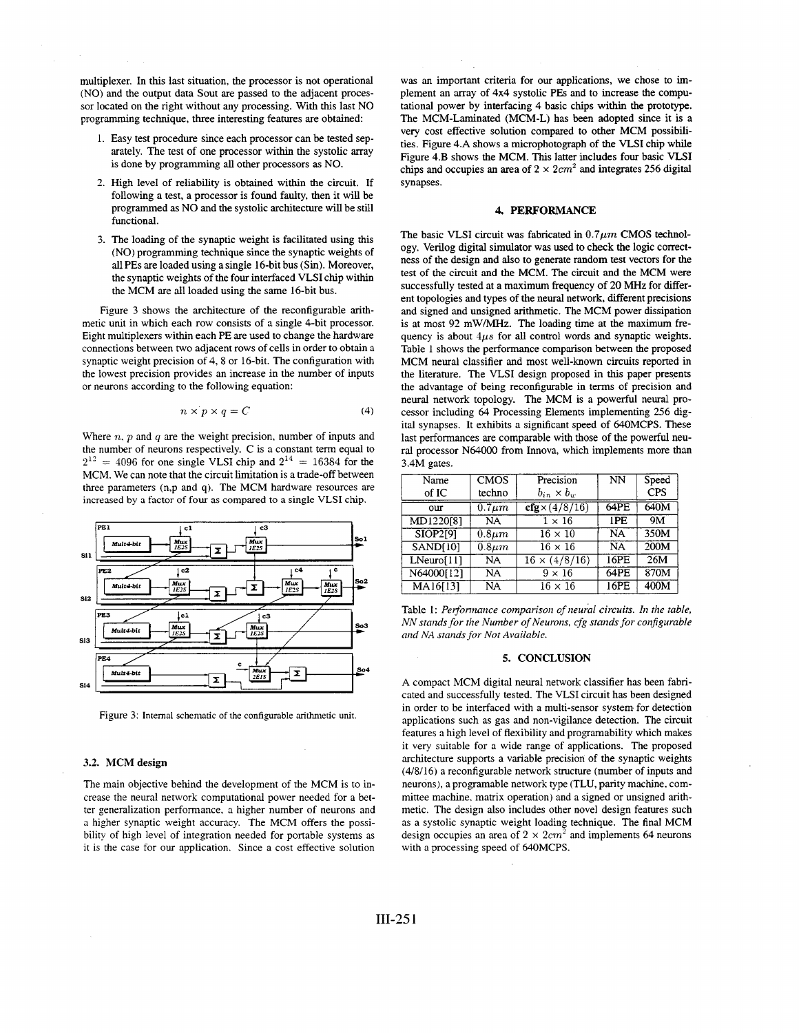multiplexer. In this last situation, the processor is not operational (NO) and the output data Sout are passed to the adjacent processor located on the right without any processing. With this last NO programming technique, three interesting features are obtained:

1. Easy test procedure since each processor can be tested separately. The test of one processor within the systolic array is done by programming all other processors as NO.
2. High level of reliability is obtained within the circuit. If following a test, a processor is found faulty, then it will be programmed as NO and the systolic architecture will be still functional.
3. The loading of the synaptic weight is facilitated using this (NO) programming technique since the synaptic weights of all PEs are loaded using a single 16-bit bus (Sin). Moreover, the synaptic weights of the four interfaced VLSI chip within the MCM are all loaded using the same 16-bit bus.

Figure 3 shows the architecture of the reconfigurable arithmetic unit in which each row consists of a single 4-bit processor. Eight multiplexers within each PE are used to change the hardware connections between two adjacent rows of cells in order to obtain a synaptic weight precision of 4, 8 or 16-bit. The configuration with the lowest precision provides an increase in the number of inputs or neurons according to the following equation:

$$n \times p \times q = C \tag{4}$$

Where $n$, $p$ and $q$ are the weight precision, number of inputs and the number of neurons respectively. C is a constant term equal to $2^{12} = 4096$ for one single VLSI chip and $2^{14} = 16384$ for the MCM. We can note that the circuit limitation is a trade-off between three parameters (n,p and q). The MCM hardware resources are increased by a factor of four as compared to a single VLSI chip.

Figure 3: Internal schematic of the configurable arithmetic unit.

### 3.2. MCM design

The main objective behind the development of the MCM is to increase the neural network computational power needed for a better generalization performance, a higher number of neurons and a higher synaptic weight accuracy. The MCM offers the possibility of high level of integration needed for portable systems as it is the case for our application. Since a cost effective solution was an important criteria for our applications, we chose to implement an array of 4x4 systolic PEs and to increase the computational power by interfacing 4 basic chips within the prototype. The MCM-Laminated (MCM-L) has been adopted since it is a very cost effective solution compared to other MCM possibilities. Figure 4.A shows a microphotograph of the VLSI chip while Figure 4.B shows the MCM. This latter includes four basic VLSI chips and occupies an area of $2 \times 2cm^2$ and integrates 256 digital synapses.

## 4. PERFORMANCE

The basic VLSI circuit was fabricated in $0.7\mu m$ CMOS technology. Verilog digital simulator was used to check the logic correctness of the design and also to generate random test vectors for the test of the circuit and the MCM. The circuit and the MCM were successfully tested at a maximum frequency of 20 MHz for different topologies and types of the neural network, different precisions and signed and unsigned arithmetic. The MCM power dissipation is at most 92 mW/MHz. The loading time at the maximum frequency is about $4\mu s$ for all control words and synaptic weights. Table 1 shows the performance comparison between the proposed MCM neural classifier and most well-known circuits reported in the literature. The VLSI design proposed in this paper presents the advantage of being reconfigurable in terms of precision and neural network topology. The MCM is a powerful neural processor including 64 Processing Elements implementing 256 digital synapses. It exhibits a significant speed of 640MCPS. These last performances are comparable with those of the powerful neural processor N64000 from Innova, which implements more than 3.4M gates.

| Name of IC | CMOS techno | Precision $b_{in} \times b_w$ | NN | Speed CPS |
|---|---|---|---|---|
| our | $0.7\mu m$ | **cfg**$\times(4/8/16)$ | 64PE | 640M |
| MD1220[8] | NA | $1 \times 16$ | 1PE | 9M |
| SIOP2[9] | $0.8\mu m$ | $16 \times 10$ | NA | 350M |
| SAND[10] | $0.8\mu m$ | $16 \times 16$ | NA | 200M |
| LNeuro[11] | NA | $16 \times (4/8/16)$ | 16PE | 26M |
| N64000[12] | NA | $9 \times 16$ | 64PE | 870M |
| MA16[13] | NA | $16 \times 16$ | 16PE | 400M |

Table 1: *Performance comparison of neural circuits. In the table, NN stands for the Number of Neurons, cfg stands for configurable and NA stands for Not Available.*

## 5. CONCLUSION

A compact MCM digital neural network classifier has been fabricated and successfully tested. The VLSI circuit has been designed in order to be interfaced with a multi-sensor system for detection applications such as gas and non-vigilance detection. The circuit features a high level of flexibility and programability which makes it very suitable for a wide range of applications. The proposed architecture supports a variable precision of the synaptic weights (4/8/16) a reconfigurable network structure (number of inputs and neurons), a programable network type (TLU, parity machine, committee machine, matrix operation) and a signed or unsigned arithmetic. The design also includes other novel design features such as a systolic synaptic weight loading technique. The final MCM design occupies an area of $2 \times 2cm^2$ and implements 64 neurons with a processing speed of 640MCPS.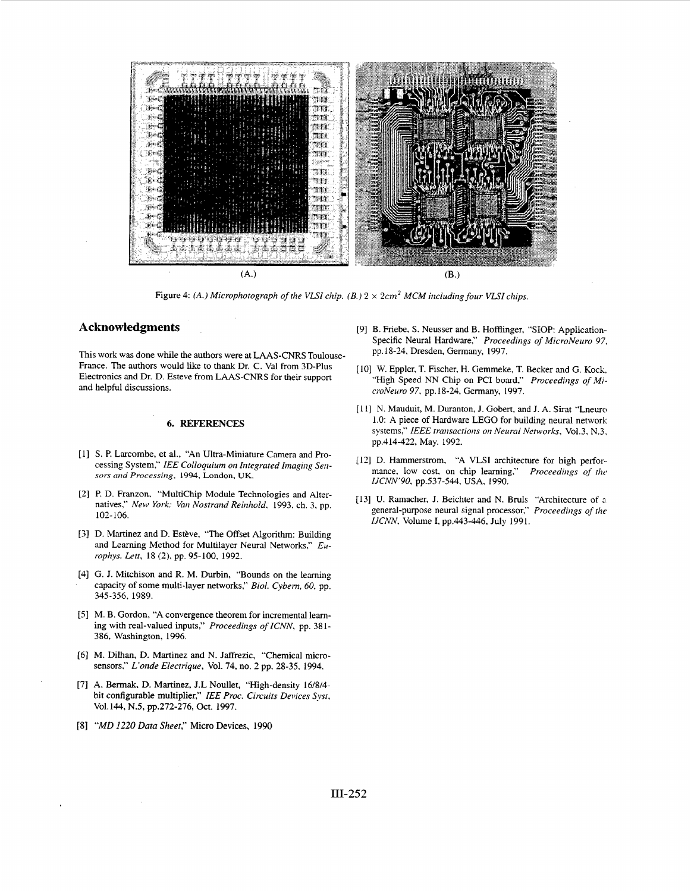(A.)

(B.)

Figure 4: *(A.) Microphotograph of the VLSI chip. (B.) $2 \times 2cm^2$ MCM including four VLSI chips.*

## Acknowledgments

This work was done while the authors were at LAAS-CNRS Toulouse-France. The authors would like to thank Dr. C. Val from 3D-Plus Electronics and Dr. D. Esteve from LAAS-CNRS for their support and helpful discussions.

## 6. REFERENCES

[1] S. P. Larcombe, et al., "An Ultra-Miniature Camera and Processing System," *IEE Colloquium on Integrated Imaging Sensors and Processing*, 1994, London, UK.

[2] P. D. Franzon, "MultiChip Module Technologies and Alternatives," *New York: Van Nostrand Reinhold*, 1993, ch. 3, pp. 102-106.

[3] D. Martinez and D. Estève, "The Offset Algorithm: Building and Learning Method for Multilayer Neural Networks," *Europhys. Lett*, 18 (2), pp. 95-100, 1992.

[4] G. J. Mitchison and R. M. Durbin, "Bounds on the learning capacity of some multi-layer networks," *Biol. Cybern, 60*, pp. 345-356, 1989.

[5] M. B. Gordon, "A convergence theorem for incremental learning with real-valued inputs," *Proceedings of ICNN*, pp. 381-386, Washington, 1996.

[6] M. Dilhan, D. Martinez and N. Jaffrezic, "Chemical microsensors," *L'onde Electrique*, Vol. 74, no. 2 pp. 28-35, 1994.

[7] A. Bermak, D. Martinez, J.L Noullet, "High-density 16/8/4-bit configurable multiplier," *IEE Proc. Circuits Devices Syst*, Vol.144, N.5, pp.272-276, Oct. 1997.

[8] *"MD 1220 Data Sheet,"* Micro Devices, 1990

[9] B. Friebe, S. Neusser and B. Hofflinger, "SIOP: Application-Specific Neural Hardware," *Proceedings of MicroNeuro 97*, pp.18-24, Dresden, Germany, 1997.

[10] W. Eppler, T. Fischer, H. Gemmeke, T. Becker and G. Kock, "High Speed NN Chip on PCI board," *Proceedings of MicroNeuro 97*, pp.18-24, Germany, 1997.

[11] N. Mauduit, M. Duranton, J. Gobert, and J. A. Sirat "Lneuro 1.0: A piece of Hardware LEGO for building neural network systems," *IEEE transactions on Neural Networks*, Vol.3, N.3, pp.414-422, May. 1992.

[12] D. Hammerstrom, "A VLSI architecture for high performance, low cost, on chip learning," *Proceedings of the IJCNN'90*, pp.537-544, USA, 1990.

[13] U. Ramacher, J. Beichter and N. Bruls "Architecture of a general-purpose neural signal processor," *Proceedings of the IJCNN*, Volume I, pp.443-446, July 1991.